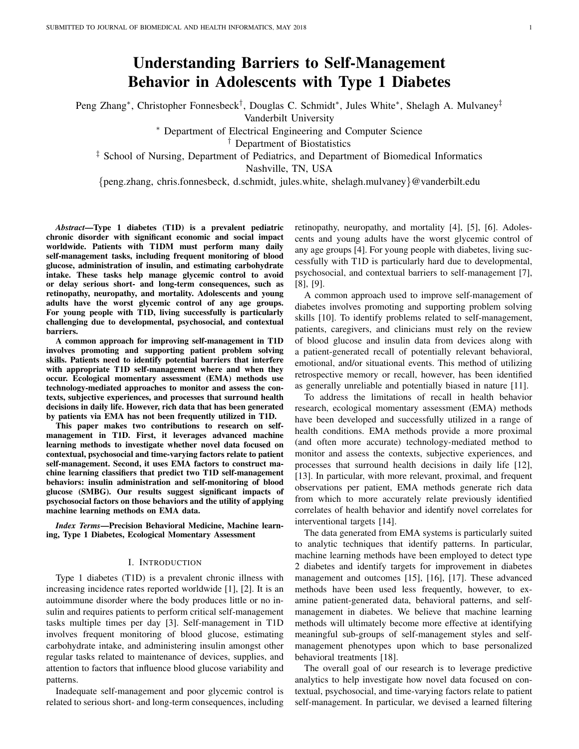# Understanding Barriers to Self-Management Behavior in Adolescents with Type 1 Diabetes

Peng Zhang*, Christopher Fonnesbeck†, Douglas C. Schmidt*, Jules White*, Shelagh A. Mulvaney‡

Vanderbilt University

* Department of Electrical Engineering and Computer Science

† Department of Biostatistics

‡ School of Nursing, Department of Pediatrics, and Department of Biomedical Informatics

Nashville, TN, USA

{peng.zhang, chris.fonnesbeck, d.schmidt, jules.white, shelagh.mulvaney}@vanderbilt.edu

***Abstract*—Type 1 diabetes (T1D) is a prevalent pediatric chronic disorder with significant economic and social impact worldwide. Patients with T1DM must perform many daily self-management tasks, including frequent monitoring of blood glucose, administration of insulin, and estimating carbohydrate intake. These tasks help manage glycemic control to avoid or delay serious short- and long-term consequences, such as retinopathy, neuropathy, and mortality. Adolescents and young adults have the worst glycemic control of any age groups. For young people with T1D, living successfully is particularly challenging due to developmental, psychosocial, and contextual barriers.**

**A common approach for improving self-management in T1D involves promoting and supporting patient problem solving skills. Patients need to identify potential barriers that interfere with appropriate T1D self-management where and when they occur. Ecological momentary assessment (EMA) methods use technology-mediated approaches to monitor and assess the contexts, subjective experiences, and processes that surround health decisions in daily life. However, rich data that has been generated by patients via EMA has not been frequently utilized in T1D.**

**This paper makes two contributions to research on self-management in T1D. First, it leverages advanced machine learning methods to investigate whether novel data focused on contextual, psychosocial and time-varying factors relate to patient self-management. Second, it uses EMA factors to construct machine learning classifiers that predict two T1D self-management behaviors: insulin administration and self-monitoring of blood glucose (SMBG). Our results suggest significant impacts of psychosocial factors on those behaviors and the utility of applying machine learning methods on EMA data.**

***Index Terms*—Precision Behavioral Medicine, Machine learning, Type 1 Diabetes, Ecological Momentary Assessment**

## I. Introduction

Type 1 diabetes (T1D) is a prevalent chronic illness with increasing incidence rates reported worldwide [1], [2]. It is an autoimmune disorder where the body produces little or no insulin and requires patients to perform critical self-management tasks multiple times per day [3]. Self-management in T1D involves frequent monitoring of blood glucose, estimating carbohydrate intake, and administering insulin amongst other regular tasks related to maintenance of devices, supplies, and attention to factors that influence blood glucose variability and patterns.

Inadequate self-management and poor glycemic control is related to serious short- and long-term consequences, including retinopathy, neuropathy, and mortality [4], [5], [6]. Adolescents and young adults have the worst glycemic control of any age groups [4]. For young people with diabetes, living successfully with T1D is particularly hard due to developmental, psychosocial, and contextual barriers to self-management [7], [8], [9].

A common approach used to improve self-management of diabetes involves promoting and supporting problem solving skills [10]. To identify problems related to self-management, patients, caregivers, and clinicians must rely on the review of blood glucose and insulin data from devices along with a patient-generated recall of potentially relevant behavioral, emotional, and/or situational events. This method of utilizing retrospective memory or recall, however, has been identified as generally unreliable and potentially biased in nature [11].

To address the limitations of recall in health behavior research, ecological momentary assessment (EMA) methods have been developed and successfully utilized in a range of health conditions. EMA methods provide a more proximal (and often more accurate) technology-mediated method to monitor and assess the contexts, subjective experiences, and processes that surround health decisions in daily life [12], [13]. In particular, with more relevant, proximal, and frequent observations per patient, EMA methods generate rich data from which to more accurately relate previously identified correlates of health behavior and identify novel correlates for interventional targets [14].

The data generated from EMA systems is particularly suited to analytic techniques that identify patterns. In particular, machine learning methods have been employed to detect type 2 diabetes and identify targets for improvement in diabetes management and outcomes [15], [16], [17]. These advanced methods have been used less frequently, however, to examine patient-generated data, behavioral patterns, and self-management in diabetes. We believe that machine learning methods will ultimately become more effective at identifying meaningful sub-groups of self-management styles and self-management phenotypes upon which to base personalized behavioral treatments [18].

The overall goal of our research is to leverage predictive analytics to help investigate how novel data focused on contextual, psychosocial, and time-varying factors relate to patient self-management. In particular, we devised a learned filtering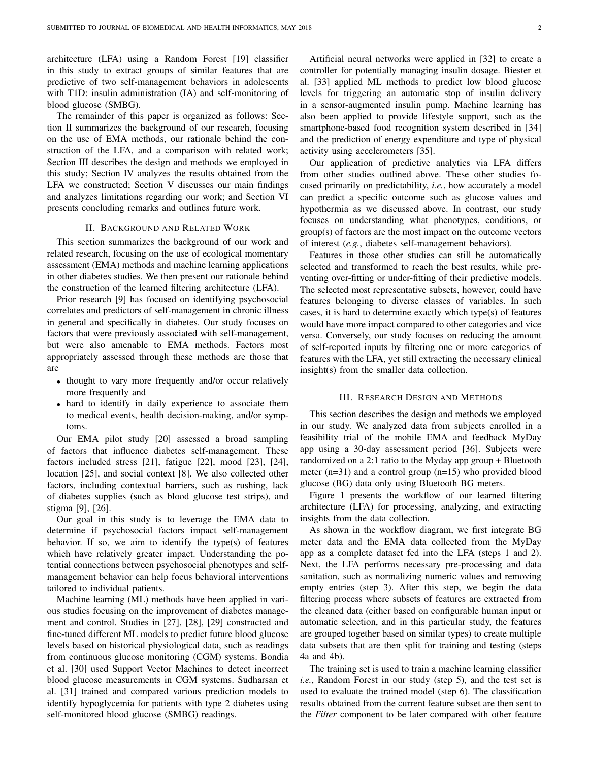architecture (LFA) using a Random Forest [19] classifier in this study to extract groups of similar features that are predictive of two self-management behaviors in adolescents with T1D: insulin administration (IA) and self-monitoring of blood glucose (SMBG).

The remainder of this paper is organized as follows: Section II summarizes the background of our research, focusing on the use of EMA methods, our rationale behind the construction of the LFA, and a comparison with related work; Section III describes the design and methods we employed in this study; Section IV analyzes the results obtained from the LFA we constructed; Section V discusses our main findings and analyzes limitations regarding our work; and Section VI presents concluding remarks and outlines future work.

## II. Background and Related Work

This section summarizes the background of our work and related research, focusing on the use of ecological momentary assessment (EMA) methods and machine learning applications in other diabetes studies. We then present our rationale behind the construction of the learned filtering architecture (LFA).

Prior research [9] has focused on identifying psychosocial correlates and predictors of self-management in chronic illness in general and specifically in diabetes. Our study focuses on factors that were previously associated with self-management, but were also amenable to EMA methods. Factors most appropriately assessed through these methods are those that are

- thought to vary more frequently and/or occur relatively more frequently and
- hard to identify in daily experience to associate them to medical events, health decision-making, and/or symptoms.

Our EMA pilot study [20] assessed a broad sampling of factors that influence diabetes self-management. These factors included stress [21], fatigue [22], mood [23], [24], location [25], and social context [8]. We also collected other factors, including contextual barriers, such as rushing, lack of diabetes supplies (such as blood glucose test strips), and stigma [9], [26].

Our goal in this study is to leverage the EMA data to determine if psychosocial factors impact self-management behavior. If so, we aim to identify the type(s) of features which have relatively greater impact. Understanding the potential connections between psychosocial phenotypes and self-management behavior can help focus behavioral interventions tailored to individual patients.

Machine learning (ML) methods have been applied in various studies focusing on the improvement of diabetes management and control. Studies in [27], [28], [29] constructed and fine-tuned different ML models to predict future blood glucose levels based on historical physiological data, such as readings from continuous glucose monitoring (CGM) systems. Bondia et al. [30] used Support Vector Machines to detect incorrect blood glucose measurements in CGM systems. Sudharsan et al. [31] trained and compared various prediction models to identify hypoglycemia for patients with type 2 diabetes using self-monitored blood glucose (SMBG) readings.

Artificial neural networks were applied in [32] to create a controller for potentially managing insulin dosage. Biester et al. [33] applied ML methods to predict low blood glucose levels for triggering an automatic stop of insulin delivery in a sensor-augmented insulin pump. Machine learning has also been applied to provide lifestyle support, such as the smartphone-based food recognition system described in [34] and the prediction of energy expenditure and type of physical activity using accelerometers [35].

Our application of predictive analytics via LFA differs from other studies outlined above. These other studies focused primarily on predictability, *i.e.*, how accurately a model can predict a specific outcome such as glucose values and hypothermia as we discussed above. In contrast, our study focuses on understanding what phenotypes, conditions, or group(s) of factors are the most impact on the outcome vectors of interest (*e.g.*, diabetes self-management behaviors).

Features in those other studies can still be automatically selected and transformed to reach the best results, while preventing over-fitting or under-fitting of their predictive models. The selected most representative subsets, however, could have features belonging to diverse classes of variables. In such cases, it is hard to determine exactly which type(s) of features would have more impact compared to other categories and vice versa. Conversely, our study focuses on reducing the amount of self-reported inputs by filtering one or more categories of features with the LFA, yet still extracting the necessary clinical insight(s) from the smaller data collection.

## III. Research Design and Methods

This section describes the design and methods we employed in our study. We analyzed data from subjects enrolled in a feasibility trial of the mobile EMA and feedback MyDay app using a 30-day assessment period [36]. Subjects were randomized on a 2:1 ratio to the Myday app group + Bluetooth meter (n=31) and a control group (n=15) who provided blood glucose (BG) data only using Bluetooth BG meters.

Figure 1 presents the workflow of our learned filtering architecture (LFA) for processing, analyzing, and extracting insights from the data collection.

As shown in the workflow diagram, we first integrate BG meter data and the EMA data collected from the MyDay app as a complete dataset fed into the LFA (steps 1 and 2). Next, the LFA performs necessary pre-processing and data sanitation, such as normalizing numeric values and removing empty entries (step 3). After this step, we begin the data filtering process where subsets of features are extracted from the cleaned data (either based on configurable human input or automatic selection, and in this particular study, the features are grouped together based on similar types) to create multiple data subsets that are then split for training and testing (steps 4a and 4b).

The training set is used to train a machine learning classifier *i.e.*, Random Forest in our study (step 5), and the test set is used to evaluate the trained model (step 6). The classification results obtained from the current feature subset are then sent to the *Filter* component to be later compared with other feature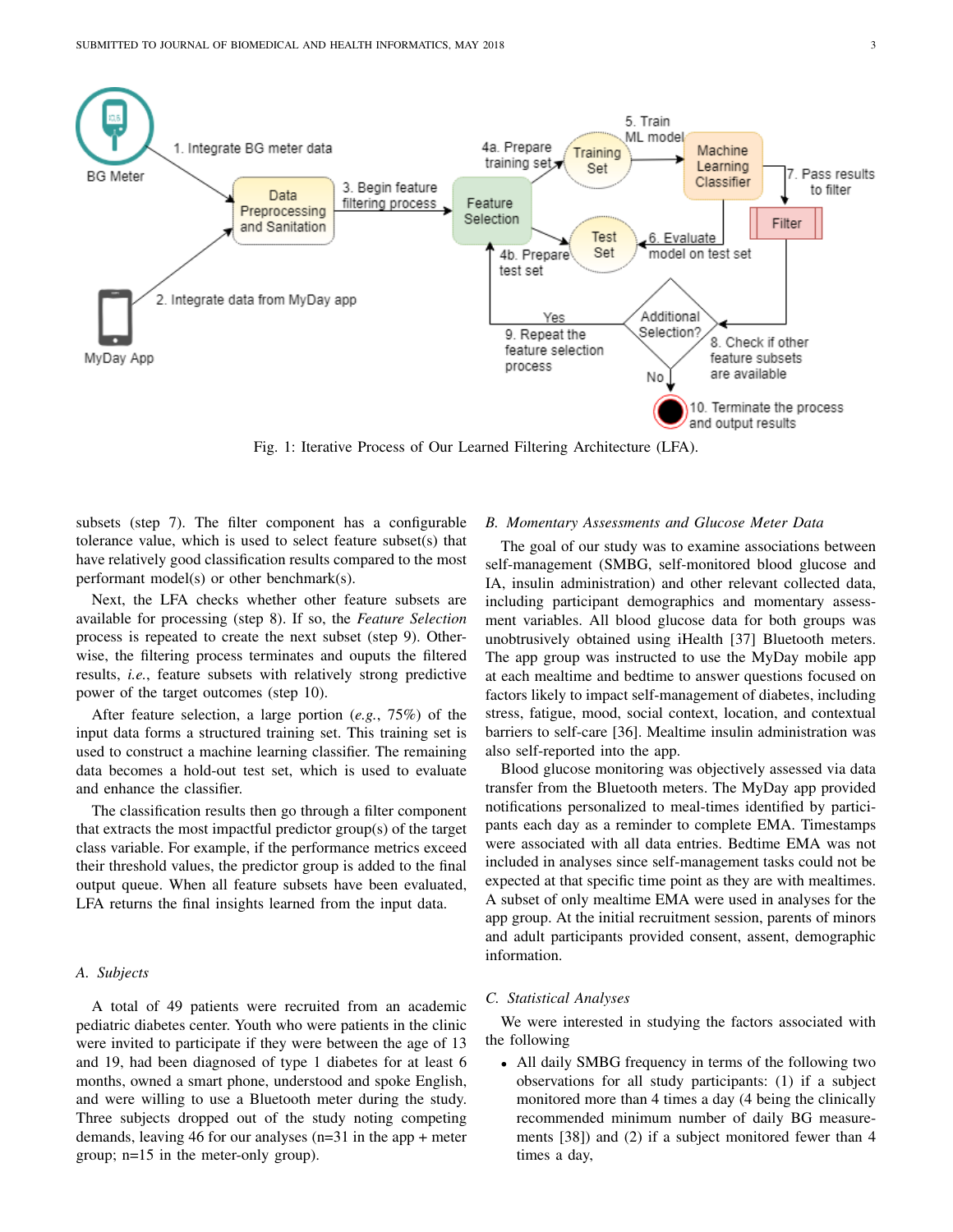Fig. 1: Iterative Process of Our Learned Filtering Architecture (LFA).

subsets (step 7). The filter component has a configurable tolerance value, which is used to select feature subset(s) that have relatively good classification results compared to the most performant model(s) or other benchmark(s).

Next, the LFA checks whether other feature subsets are available for processing (step 8). If so, the *Feature Selection* process is repeated to create the next subset (step 9). Otherwise, the filtering process terminates and ouputs the filtered results, *i.e.*, feature subsets with relatively strong predictive power of the target outcomes (step 10).

After feature selection, a large portion (*e.g.*, 75%) of the input data forms a structured training set. This training set is used to construct a machine learning classifier. The remaining data becomes a hold-out test set, which is used to evaluate and enhance the classifier.

The classification results then go through a filter component that extracts the most impactful predictor group(s) of the target class variable. For example, if the performance metrics exceed their threshold values, the predictor group is added to the final output queue. When all feature subsets have been evaluated, LFA returns the final insights learned from the input data.

### *A. Subjects*

A total of 49 patients were recruited from an academic pediatric diabetes center. Youth who were patients in the clinic were invited to participate if they were between the age of 13 and 19, had been diagnosed of type 1 diabetes for at least 6 months, owned a smart phone, understood and spoke English, and were willing to use a Bluetooth meter during the study. Three subjects dropped out of the study noting competing demands, leaving 46 for our analyses (n=31 in the app + meter group; n=15 in the meter-only group).

### *B. Momentary Assessments and Glucose Meter Data*

The goal of our study was to examine associations between self-management (SMBG, self-monitored blood glucose and IA, insulin administration) and other relevant collected data, including participant demographics and momentary assessment variables. All blood glucose data for both groups was unobtrusively obtained using iHealth [37] Bluetooth meters. The app group was instructed to use the MyDay mobile app at each mealtime and bedtime to answer questions focused on factors likely to impact self-management of diabetes, including stress, fatigue, mood, social context, location, and contextual barriers to self-care [36]. Mealtime insulin administration was also self-reported into the app.

Blood glucose monitoring was objectively assessed via data transfer from the Bluetooth meters. The MyDay app provided notifications personalized to meal-times identified by participants each day as a reminder to complete EMA. Timestamps were associated with all data entries. Bedtime EMA was not included in analyses since self-management tasks could not be expected at that specific time point as they are with mealtimes. A subset of only mealtime EMA were used in analyses for the app group. At the initial recruitment session, parents of minors and adult participants provided consent, assent, demographic information.

### *C. Statistical Analyses*

We were interested in studying the factors associated with the following

- All daily SMBG frequency in terms of the following two observations for all study participants: (1) if a subject monitored more than 4 times a day (4 being the clinically recommended minimum number of daily BG measurements [38]) and (2) if a subject monitored fewer than 4 times a day,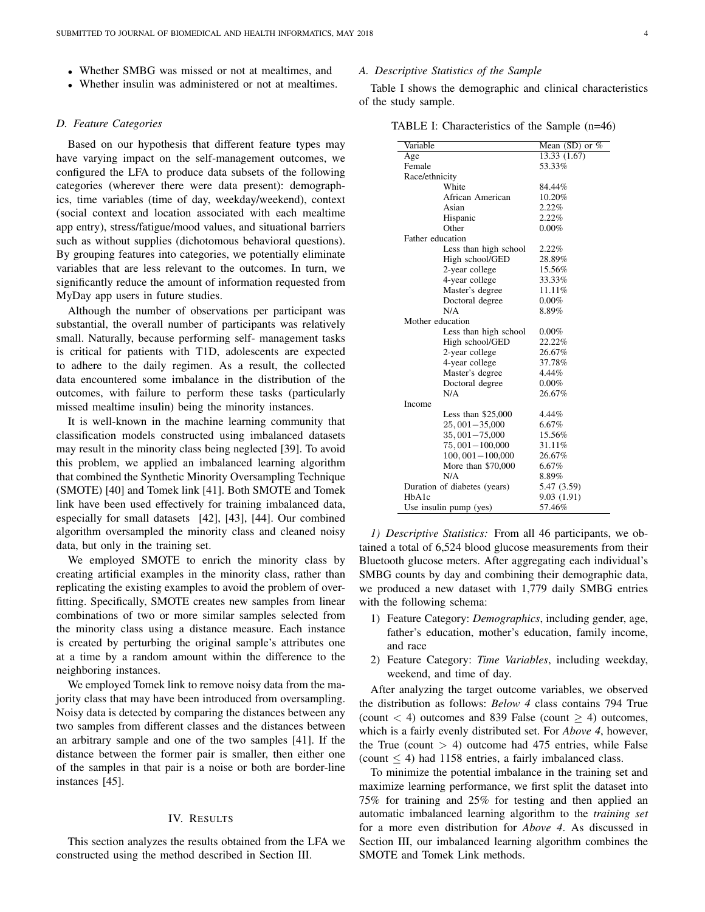- Whether SMBG was missed or not at mealtimes, and
- Whether insulin was administered or not at mealtimes.

### D. Feature Categories

Based on our hypothesis that different feature types may have varying impact on the self-management outcomes, we configured the LFA to produce data subsets of the following categories (wherever there were data present): demographics, time variables (time of day, weekday/weekend), context (social context and location associated with each mealtime app entry), stress/fatigue/mood values, and situational barriers such as without supplies (dichotomous behavioral questions). By grouping features into categories, we potentially eliminate variables that are less relevant to the outcomes. In turn, we significantly reduce the amount of information requested from MyDay app users in future studies.

Although the number of observations per participant was substantial, the overall number of participants was relatively small. Naturally, because performing self- management tasks is critical for patients with T1D, adolescents are expected to adhere to the daily regimen. As a result, the collected data encountered some imbalance in the distribution of the outcomes, with failure to perform these tasks (particularly missed mealtime insulin) being the minority instances.

It is well-known in the machine learning community that classification models constructed using imbalanced datasets may result in the minority class being neglected [39]. To avoid this problem, we applied an imbalanced learning algorithm that combined the Synthetic Minority Oversampling Technique (SMOTE) [40] and Tomek link [41]. Both SMOTE and Tomek link have been used effectively for training imbalanced data, especially for small datasets [42], [43], [44]. Our combined algorithm oversampled the minority class and cleaned noisy data, but only in the training set.

We employed SMOTE to enrich the minority class by creating artificial examples in the minority class, rather than replicating the existing examples to avoid the problem of overfitting. Specifically, SMOTE creates new samples from linear combinations of two or more similar samples selected from the minority class using a distance measure. Each instance is created by perturbing the original sample's attributes one at a time by a random amount within the difference to the neighboring instances.

We employed Tomek link to remove noisy data from the majority class that may have been introduced from oversampling. Noisy data is detected by comparing the distances between any two samples from different classes and the distances between an arbitrary sample and one of the two samples [41]. If the distance between the former pair is smaller, then either one of the samples in that pair is a noise or both are border-line instances [45].

## IV. Results

This section analyzes the results obtained from the LFA we constructed using the method described in Section III.

### A. Descriptive Statistics of the Sample

Table I shows the demographic and clinical characteristics of the study sample.

TABLE I: Characteristics of the Sample (n=46)

| Variable | Mean (SD) or % |
|---|---|
| Age | 13.33 (1.67) |
| Female | 53.33% |
| Race/ethnicity | |
| White | 84.44% |
| African American | 10.20% |
| Asian | 2.22% |
| Hispanic | 2.22% |
| Other | 0.00% |
| Father education | |
| Less than high school | 2.22% |
| High school/GED | 28.89% |
| 2-year college | 15.56% |
| 4-year college | 33.33% |
| Master's degree | 11.11% |
| Doctoral degree | 0.00% |
| N/A | 8.89% |
| Mother education | |
| Less than high school | 0.00% |
| High school/GED | 22.22% |
| 2-year college | 26.67% |
| 4-year college | 37.78% |
| Master's degree | 4.44% |
| Doctoral degree | 0.00% |
| N/A | 26.67% |
| Income | |
| Less than $25,000 | 4.44% |
| $25,001-35,000$ | 6.67% |
| $35,001-75,000$ | 15.56% |
| $75,001-100,000$ | 31.11% |
| $100,001-100,000$ | 26.67% |
| More than $70,000 | 6.67% |
| N/A | 8.89% |
| Duration of diabetes (years) | 5.47 (3.59) |
| HbA1c | 9.03 (1.91) |
| Use insulin pump (yes) | 57.46% |

*1) Descriptive Statistics:* From all 46 participants, we obtained a total of 6,524 blood glucose measurements from their Bluetooth glucose meters. After aggregating each individual's SMBG counts by day and combining their demographic data, we produced a new dataset with 1,779 daily SMBG entries with the following schema:

1) Feature Category: *Demographics*, including gender, age, father's education, mother's education, family income, and race
2) Feature Category: *Time Variables*, including weekday, weekend, and time of day.

After analyzing the target outcome variables, we observed the distribution as follows: ***Below 4*** class contains 794 True (count $< 4$) outcomes and 839 False (count $\geq 4$) outcomes, which is a fairly evenly distributed set. For *Above 4*, however, the True (count $> 4$) outcome had 475 entries, while False (count $\leq 4$) had 1158 entries, a fairly imbalanced class.

To minimize the potential imbalance in the training set and maximize learning performance, we first split the dataset into 75% for training and 25% for testing and then applied an automatic imbalanced learning algorithm to the *training set* for a more even distribution for *Above 4*. As discussed in Section III, our imbalanced learning algorithm combines the SMOTE and Tomek Link methods.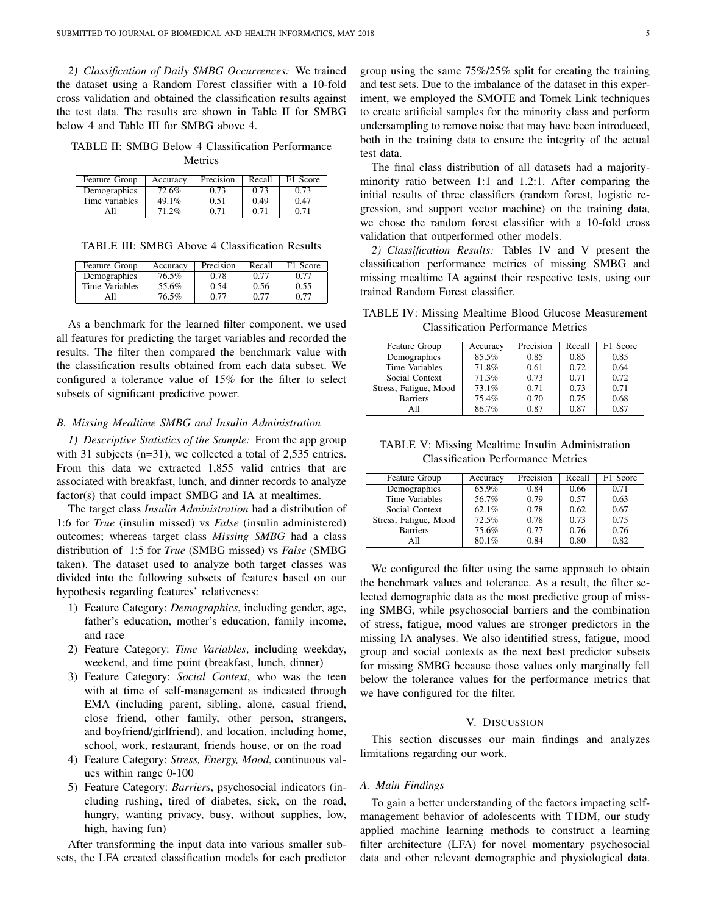*2) Classification of Daily SMBG Occurrences:* We trained the dataset using a Random Forest classifier with a 10-fold cross validation and obtained the classification results against the test data. The results are shown in Table II for SMBG below 4 and Table III for SMBG above 4.

TABLE II: SMBG Below 4 Classification Performance Metrics

| Feature Group | Accuracy | Precision | Recall | F1 Score |
|---|---|---|---|---|
| Demographics | 72.6% | 0.73 | 0.73 | 0.73 |
| Time variables | 49.1% | 0.51 | 0.49 | 0.47 |
| All | 71.2% | 0.71 | 0.71 | 0.71 |

TABLE III: SMBG Above 4 Classification Results

| Feature Group | Accuracy | Precision | Recall | F1 Score |
|---|---|---|---|---|
| Demographics | 76.5% | 0.78 | 0.77 | 0.77 |
| Time Variables | 55.6% | 0.54 | 0.56 | 0.55 |
| All | 76.5% | 0.77 | 0.77 | 0.77 |

As a benchmark for the learned filter component, we used all features for predicting the target variables and recorded the results. The filter then compared the benchmark value with the classification results obtained from each data subset. We configured a tolerance value of 15% for the filter to select subsets of significant predictive power.

### B. Missing Mealtime SMBG and Insulin Administration

*1) Descriptive Statistics of the Sample:* From the app group with 31 subjects (n=31), we collected a total of 2,535 entries. From this data we extracted 1,855 valid entries that are associated with breakfast, lunch, and dinner records to analyze factor(s) that could impact SMBG and IA at mealtimes.

The target class *Insulin Administration* had a distribution of 1:6 for *True* (insulin missed) vs *False* (insulin administered) outcomes; whereas target class *Missing SMBG* had a class distribution of 1:5 for *True* (SMBG missed) vs *False* (SMBG taken). The dataset used to analyze both target classes was divided into the following subsets of features based on our hypothesis regarding features' relativeness:

1) Feature Category: *Demographics*, including gender, age, father's education, mother's education, family income, and race
2) Feature Category: *Time Variables*, including weekday, weekend, and time point (breakfast, lunch, dinner)
3) Feature Category: *Social Context*, who was the teen with at time of self-management as indicated through EMA (including parent, sibling, alone, casual friend, close friend, other family, other person, strangers, and boyfriend/girlfriend), and location, including home, school, work, restaurant, friends house, or on the road
4) Feature Category: *Stress, Energy, Mood*, continuous values within range 0-100
5) Feature Category: *Barriers*, psychosocial indicators (including rushing, tired of diabetes, sick, on the road, hungry, wanting privacy, busy, without supplies, low, high, having fun)

After transforming the input data into various smaller subsets, the LFA created classification models for each predictor group using the same 75%/25% split for creating the training and test sets. Due to the imbalance of the dataset in this experiment, we employed the SMOTE and Tomek Link techniques to create artificial samples for the minority class and perform undersampling to remove noise that may have been introduced, both in the training data to ensure the integrity of the actual test data.

The final class distribution of all datasets had a majority-minority ratio between 1:1 and 1.2:1. After comparing the initial results of three classifiers (random forest, logistic regression, and support vector machine) on the training data, we chose the random forest classifier with a 10-fold cross validation that outperformed other models.

*2) Classification Results:* Tables IV and V present the classification performance metrics of missing SMBG and missing mealtime IA against their respective tests, using our trained Random Forest classifier.

TABLE IV: Missing Mealtime Blood Glucose Measurement Classification Performance Metrics

| Feature Group | Accuracy | Precision | Recall | F1 Score |
|---|---|---|---|---|
| Demographics | 85.5% | 0.85 | 0.85 | 0.85 |
| Time Variables | 71.8% | 0.61 | 0.72 | 0.64 |
| Social Context | 71.3% | 0.73 | 0.71 | 0.72 |
| Stress, Fatigue, Mood | 73.1% | 0.71 | 0.73 | 0.71 |
| Barriers | 75.4% | 0.70 | 0.75 | 0.68 |
| All | 86.7% | 0.87 | 0.87 | 0.87 |

TABLE V: Missing Mealtime Insulin Administration Classification Performance Metrics

| Feature Group | Accuracy | Precision | Recall | F1 Score |
|---|---|---|---|---|
| Demographics | 65.9% | 0.84 | 0.66 | 0.71 |
| Time Variables | 56.7% | 0.79 | 0.57 | 0.63 |
| Social Context | 62.1% | 0.78 | 0.62 | 0.67 |
| Stress, Fatigue, Mood | 72.5% | 0.78 | 0.73 | 0.75 |
| Barriers | 75.6% | 0.77 | 0.76 | 0.76 |
| All | 80.1% | 0.84 | 0.80 | 0.82 |

We configured the filter using the same approach to obtain the benchmark values and tolerance. As a result, the filter selected demographic data as the most predictive group of missing SMBG, while psychosocial barriers and the combination of stress, fatigue, mood values are stronger predictors in the missing IA analyses. We also identified stress, fatigue, mood group and social contexts as the next best predictor subsets for missing SMBG because those values only marginally fell below the tolerance values for the performance metrics that we have configured for the filter.

## V. Discussion

This section discusses our main findings and analyzes limitations regarding our work.

### A. Main Findings

To gain a better understanding of the factors impacting self-management behavior of adolescents with T1DM, our study applied machine learning methods to construct a learning filter architecture (LFA) for novel momentary psychosocial data and other relevant demographic and physiological data.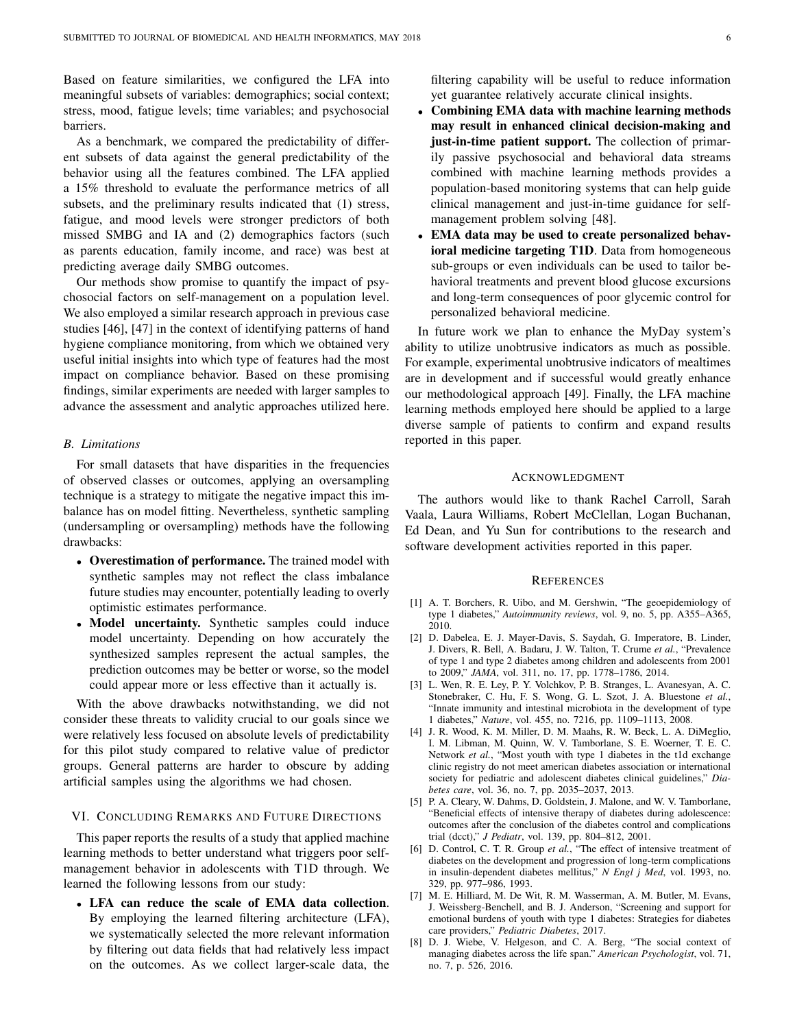Based on feature similarities, we configured the LFA into meaningful subsets of variables: demographics; social context; stress, mood, fatigue levels; time variables; and psychosocial barriers.

As a benchmark, we compared the predictability of different subsets of data against the general predictability of the behavior using all the features combined. The LFA applied a 15% threshold to evaluate the performance metrics of all subsets, and the preliminary results indicated that (1) stress, fatigue, and mood levels were stronger predictors of both missed SMBG and IA and (2) demographics factors (such as parents education, family income, and race) was best at predicting average daily SMBG outcomes.

Our methods show promise to quantify the impact of psychosocial factors on self-management on a population level. We also employed a similar research approach in previous case studies [46], [47] in the context of identifying patterns of hand hygiene compliance monitoring, from which we obtained very useful initial insights into which type of features had the most impact on compliance behavior. Based on these promising findings, similar experiments are needed with larger samples to advance the assessment and analytic approaches utilized here.

### B. Limitations

For small datasets that have disparities in the frequencies of observed classes or outcomes, applying an oversampling technique is a strategy to mitigate the negative impact this imbalance has on model fitting. Nevertheless, synthetic sampling (undersampling or oversampling) methods have the following drawbacks:

- **Overestimation of performance.** The trained model with synthetic samples may not reflect the class imbalance future studies may encounter, potentially leading to overly optimistic estimates performance.
- **Model uncertainty.** Synthetic samples could induce model uncertainty. Depending on how accurately the synthesized samples represent the actual samples, the prediction outcomes may be better or worse, so the model could appear more or less effective than it actually is.

With the above drawbacks notwithstanding, we did not consider these threats to validity crucial to our goals since we were relatively less focused on absolute levels of predictability for this pilot study compared to relative value of predictor groups. General patterns are harder to obscure by adding artificial samples using the algorithms we had chosen.

## VI. Concluding Remarks and Future Directions

This paper reports the results of a study that applied machine learning methods to better understand what triggers poor self-management behavior in adolescents with T1D through. We learned the following lessons from our study:

- **LFA can reduce the scale of EMA data collection**. By employing the learned filtering architecture (LFA), we systematically selected the more relevant information by filtering out data fields that had relatively less impact on the outcomes. As we collect larger-scale data, the filtering capability will be useful to reduce information yet guarantee relatively accurate clinical insights.
- **Combining EMA data with machine learning methods may result in enhanced clinical decision-making and just-in-time patient support.** The collection of primarily passive psychosocial and behavioral data streams combined with machine learning methods provides a population-based monitoring systems that can help guide clinical management and just-in-time guidance for self-management problem solving [48].
- **EMA data may be used to create personalized behavioral medicine targeting T1D**. Data from homogeneous sub-groups or even individuals can be used to tailor behavioral treatments and prevent blood glucose excursions and long-term consequences of poor glycemic control for personalized behavioral medicine.

In future work we plan to enhance the MyDay system's ability to utilize unobtrusive indicators as much as possible. For example, experimental unobtrusive indicators of mealtimes are in development and if successful would greatly enhance our methodological approach [49]. Finally, the LFA machine learning methods employed here should be applied to a large diverse sample of patients to confirm and expand results reported in this paper.

## Acknowledgment

The authors would like to thank Rachel Carroll, Sarah Vaala, Laura Williams, Robert McClellan, Logan Buchanan, Ed Dean, and Yu Sun for contributions to the research and software development activities reported in this paper.

## References

[1] A. T. Borchers, R. Uibo, and M. Gershwin, "The geoepidemiology of type 1 diabetes," *Autoimmunity reviews*, vol. 9, no. 5, pp. A355–A365, 2010.

[2] D. Dabelea, E. J. Mayer-Davis, S. Saydah, G. Imperatore, B. Linder, J. Divers, R. Bell, A. Badaru, J. W. Talton, T. Crume *et al.*, "Prevalence of type 1 and type 2 diabetes among children and adolescents from 2001 to 2009," *JAMA*, vol. 311, no. 17, pp. 1778–1786, 2014.

[3] L. Wen, R. E. Ley, P. Y. Volchkov, P. B. Stranges, L. Avanesyan, A. C. Stonebraker, C. Hu, F. S. Wong, G. L. Szot, J. A. Bluestone *et al.*, "Innate immunity and intestinal microbiota in the development of type 1 diabetes," *Nature*, vol. 455, no. 7216, pp. 1109–1113, 2008.

[4] J. R. Wood, K. M. Miller, D. M. Maahs, R. W. Beck, L. A. DiMeglio, I. M. Libman, M. Quinn, W. V. Tamborlane, S. E. Woerner, T. E. C. Network *et al.*, "Most youth with type 1 diabetes in the t1d exchange clinic registry do not meet american diabetes association or international society for pediatric and adolescent diabetes clinical guidelines," *Diabetes care*, vol. 36, no. 7, pp. 2035–2037, 2013.

[5] P. A. Cleary, W. Dahms, D. Goldstein, J. Malone, and W. V. Tamborlane, "Beneficial effects of intensive therapy of diabetes during adolescence: outcomes after the conclusion of the diabetes control and complications trial (dcct)," *J Pediatr*, vol. 139, pp. 804–812, 2001.

[6] D. Control, C. T. R. Group *et al.*, "The effect of intensive treatment of diabetes on the development and progression of long-term complications in insulin-dependent diabetes mellitus," *N Engl j Med*, vol. 1993, no. 329, pp. 977–986, 1993.

[7] M. E. Hilliard, M. De Wit, R. M. Wasserman, A. M. Butler, M. Evans, J. Weissberg-Benchell, and B. J. Anderson, "Screening and support for emotional burdens of youth with type 1 diabetes: Strategies for diabetes care providers," *Pediatric Diabetes*, 2017.

[8] D. J. Wiebe, V. Helgeson, and C. A. Berg, "The social context of managing diabetes across the life span." *American Psychologist*, vol. 71, no. 7, p. 526, 2016.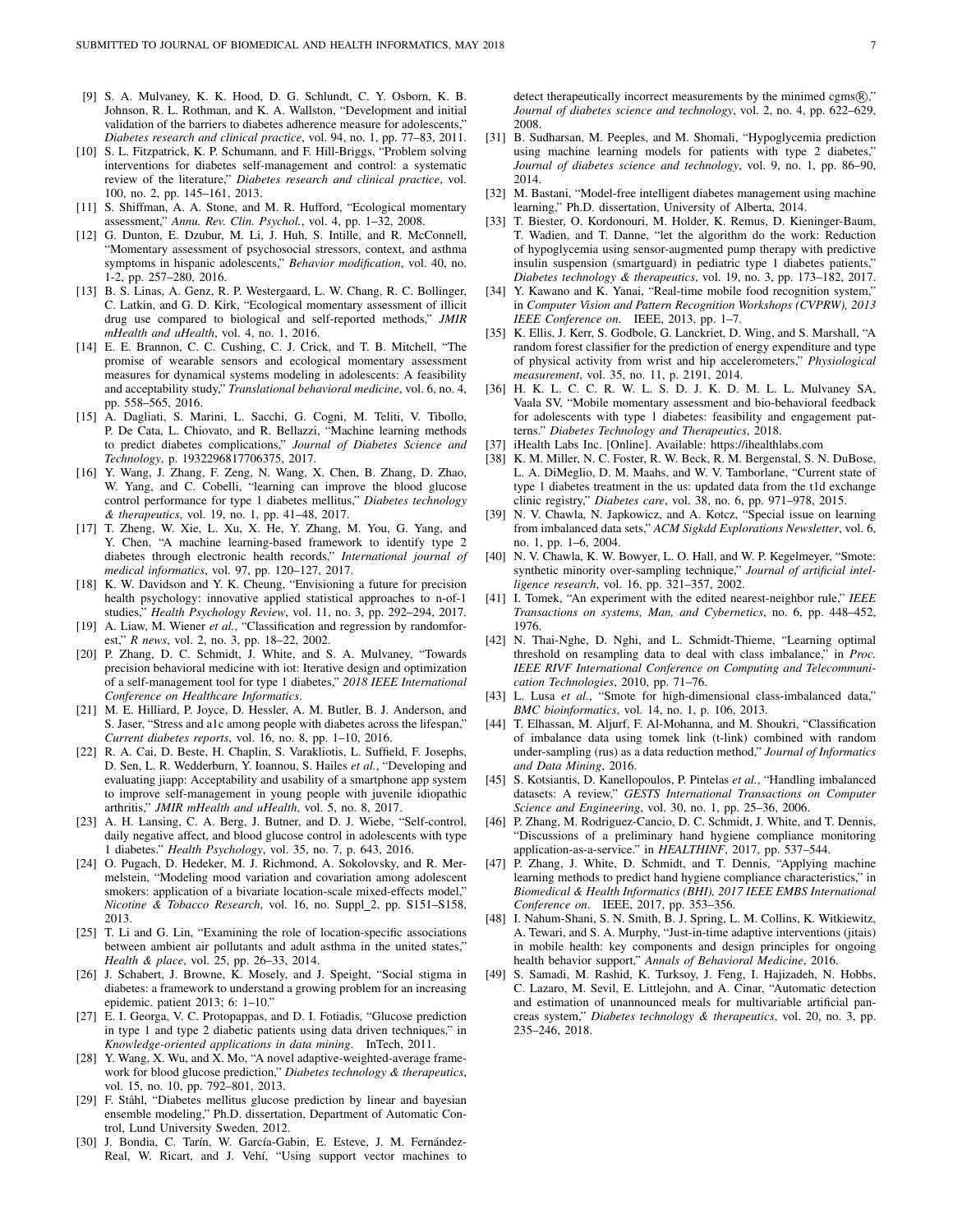[9] S. A. Mulvaney, K. K. Hood, D. G. Schlundt, C. Y. Osborn, K. B. Johnson, R. L. Rothman, and K. A. Wallston, "Development and initial validation of the barriers to diabetes adherence measure for adolescents," *Diabetes research and clinical practice*, vol. 94, no. 1, pp. 77–83, 2011.

[10] S. L. Fitzpatrick, K. P. Schumann, and F. Hill-Briggs, "Problem solving interventions for diabetes self-management and control: a systematic review of the literature," *Diabetes research and clinical practice*, vol. 100, no. 2, pp. 145–161, 2013.

[11] S. Shiffman, A. A. Stone, and M. R. Hufford, "Ecological momentary assessment," *Annu. Rev. Clin. Psychol.*, vol. 4, pp. 1–32, 2008.

[12] G. Dunton, E. Dzubur, M. Li, J. Huh, S. Intille, and R. McConnell, "Momentary assessment of psychosocial stressors, context, and asthma symptoms in hispanic adolescents," *Behavior modification*, vol. 40, no. 1-2, pp. 257–280, 2016.

[13] B. S. Linas, A. Genz, R. P. Westergaard, L. W. Chang, R. C. Bollinger, C. Latkin, and G. D. Kirk, "Ecological momentary assessment of illicit drug use compared to biological and self-reported methods," *JMIR mHealth and uHealth*, vol. 4, no. 1, 2016.

[14] E. E. Brannon, C. C. Cushing, C. J. Crick, and T. B. Mitchell, "The promise of wearable sensors and ecological momentary assessment measures for dynamical systems modeling in adolescents: A feasibility and acceptability study," *Translational behavioral medicine*, vol. 6, no. 4, pp. 558–565, 2016.

[15] A. Dagliati, S. Marini, L. Sacchi, G. Cogni, M. Teliti, V. Tibollo, P. De Cata, L. Chiovato, and R. Bellazzi, "Machine learning methods to predict diabetes complications," *Journal of Diabetes Science and Technology*, p. 1932296817706375, 2017.

[16] Y. Wang, J. Zhang, F. Zeng, N. Wang, X. Chen, B. Zhang, D. Zhao, W. Yang, and C. Cobelli, "learning can improve the blood glucose control performance for type 1 diabetes mellitus," *Diabetes technology & therapeutics*, vol. 19, no. 1, pp. 41–48, 2017.

[17] T. Zheng, W. Xie, L. Xu, X. He, Y. Zhang, M. You, G. Yang, and Y. Chen, "A machine learning-based framework to identify type 2 diabetes through electronic health records," *International journal of medical informatics*, vol. 97, pp. 120–127, 2017.

[18] K. W. Davidson and Y. K. Cheung, "Envisioning a future for precision health psychology: innovative applied statistical approaches to n-of-1 studies," *Health Psychology Review*, vol. 11, no. 3, pp. 292–294, 2017.

[19] A. Liaw, M. Wiener *et al.*, "Classification and regression by randomforest," *R news*, vol. 2, no. 3, pp. 18–22, 2002.

[20] P. Zhang, D. C. Schmidt, J. White, and S. A. Mulvaney, "Towards precision behavioral medicine with iot: Iterative design and optimization of a self-management tool for type 1 diabetes," *2018 IEEE International Conference on Healthcare Informatics*.

[21] M. E. Hilliard, P. Joyce, D. Hessler, A. M. Butler, B. J. Anderson, and S. Jaser, "Stress and a1c among people with diabetes across the lifespan," *Current diabetes reports*, vol. 16, no. 8, pp. 1–10, 2016.

[22] R. A. Cai, D. Beste, H. Chaplin, S. Varakliotis, L. Suffield, F. Josephs, D. Sen, L. R. Wedderburn, Y. Ioannou, S. Hailes *et al.*, "Developing and evaluating jiapp: Acceptability and usability of a smartphone app system to improve self-management in young people with juvenile idiopathic arthritis," *JMIR mHealth and uHealth*, vol. 5, no. 8, 2017.

[23] A. H. Lansing, C. A. Berg, J. Butner, and D. J. Wiebe, "Self-control, daily negative affect, and blood glucose control in adolescents with type 1 diabetes." *Health Psychology*, vol. 35, no. 7, p. 643, 2016.

[24] O. Pugach, D. Hedeker, M. J. Richmond, A. Sokolovsky, and R. Mermelstein, "Modeling mood variation and covariation among adolescent smokers: application of a bivariate location-scale mixed-effects model," *Nicotine & Tobacco Research*, vol. 16, no. Suppl_2, pp. S151–S158, 2013.

[25] T. Li and G. Lin, "Examining the role of location-specific associations between ambient air pollutants and adult asthma in the united states," *Health & place*, vol. 25, pp. 26–33, 2014.

[26] J. Schabert, J. Browne, K. Mosely, and J. Speight, "Social stigma in diabetes: a framework to understand a growing problem for an increasing epidemic. patient 2013; 6: 1–10."

[27] E. I. Georga, V. C. Protopappas, and D. I. Fotiadis, "Glucose prediction in type 1 and type 2 diabetic patients using data driven techniques," in *Knowledge-oriented applications in data mining*. InTech, 2011.

[28] Y. Wang, X. Wu, and X. Mo, "A novel adaptive-weighted-average framework for blood glucose prediction," *Diabetes technology & therapeutics*, vol. 15, no. 10, pp. 792–801, 2013.

[29] F. Ståhl, "Diabetes mellitus glucose prediction by linear and bayesian ensemble modeling," Ph.D. dissertation, Department of Automatic Control, Lund University Sweden, 2012.

[30] J. Bondia, C. Tarín, W. García-Gabin, E. Esteve, J. M. Fernández-Real, W. Ricart, and J. Vehí, "Using support vector machines to detect therapeutically incorrect measurements by the minimed cgms®," *Journal of diabetes science and technology*, vol. 2, no. 4, pp. 622–629, 2008.

[31] B. Sudharsan, M. Peeples, and M. Shomali, "Hypoglycemia prediction using machine learning models for patients with type 2 diabetes," *Journal of diabetes science and technology*, vol. 9, no. 1, pp. 86–90, 2014.

[32] M. Bastani, "Model-free intelligent diabetes management using machine learning," Ph.D. dissertation, University of Alberta, 2014.

[33] T. Biester, O. Kordonouri, M. Holder, K. Remus, D. Kieninger-Baum, T. Wadien, and T. Danne, "let the algorithm do the work: Reduction of hypoglycemia using sensor-augmented pump therapy with predictive insulin suspension (smartguard) in pediatric type 1 diabetes patients," *Diabetes technology & therapeutics*, vol. 19, no. 3, pp. 173–182, 2017.

[34] Y. Kawano and K. Yanai, "Real-time mobile food recognition system," in *Computer Vision and Pattern Recognition Workshops (CVPRW), 2013 IEEE Conference on*. IEEE, 2013, pp. 1–7.

[35] K. Ellis, J. Kerr, S. Godbole, G. Lanckriet, D. Wing, and S. Marshall, "A random forest classifier for the prediction of energy expenditure and type of physical activity from wrist and hip accelerometers," *Physiological measurement*, vol. 35, no. 11, p. 2191, 2014.

[36] H. K. L. C. C. R. W. L. S. D. J. K. D. M. L. L. Mulvaney SA, Vaala SV, "Mobile momentary assessment and bio-behavioral feedback for adolescents with type 1 diabetes: feasibility and engagement patterns." *Diabetes Technology and Therapeutics*, 2018.

[37] iHealth Labs Inc. [Online]. Available: https://ihealthlabs.com

[38] K. M. Miller, N. C. Foster, R. W. Beck, R. M. Bergenstal, S. N. DuBose, L. A. DiMeglio, D. M. Maahs, and W. V. Tamborlane, "Current state of type 1 diabetes treatment in the us: updated data from the t1d exchange clinic registry," *Diabetes care*, vol. 38, no. 6, pp. 971–978, 2015.

[39] N. V. Chawla, N. Japkowicz, and A. Kotcz, "Special issue on learning from imbalanced data sets," *ACM Sigkdd Explorations Newsletter*, vol. 6, no. 1, pp. 1–6, 2004.

[40] N. V. Chawla, K. W. Bowyer, L. O. Hall, and W. P. Kegelmeyer, "Smote: synthetic minority over-sampling technique," *Journal of artificial intelligence research*, vol. 16, pp. 321–357, 2002.

[41] I. Tomek, "An experiment with the edited nearest-neighbor rule," *IEEE Transactions on systems, Man, and Cybernetics*, no. 6, pp. 448–452, 1976.

[42] N. Thai-Nghe, D. Nghi, and L. Schmidt-Thieme, "Learning optimal threshold on resampling data to deal with class imbalance," in *Proc. IEEE RIVF International Conference on Computing and Telecommunication Technologies*, 2010, pp. 71–76.

[43] L. Lusa *et al.*, "Smote for high-dimensional class-imbalanced data," *BMC bioinformatics*, vol. 14, no. 1, p. 106, 2013.

[44] T. Elhassan, M. Aljurf, F. Al-Mohanna, and M. Shoukri, "Classification of imbalance data using tomek link (t-link) combined with random under-sampling (rus) as a data reduction method," *Journal of Informatics and Data Mining*, 2016.

[45] S. Kotsiantis, D. Kanellopoulos, P. Pintelas *et al.*, "Handling imbalanced datasets: A review," *GESTS International Transactions on Computer Science and Engineering*, vol. 30, no. 1, pp. 25–36, 2006.

[46] P. Zhang, M. Rodriguez-Cancio, D. C. Schmidt, J. White, and T. Dennis, "Discussions of a preliminary hand hygiene compliance monitoring application-as-a-service." in *HEALTHINF*, 2017, pp. 537–544.

[47] P. Zhang, J. White, D. Schmidt, and T. Dennis, "Applying machine learning methods to predict hand hygiene compliance characteristics," in *Biomedical & Health Informatics (BHI), 2017 IEEE EMBS International Conference on*. IEEE, 2017, pp. 353–356.

[48] I. Nahum-Shani, S. N. Smith, B. J. Spring, L. M. Collins, K. Witkiewitz, A. Tewari, and S. A. Murphy, "Just-in-time adaptive interventions (jitais) in mobile health: key components and design principles for ongoing health behavior support," *Annals of Behavioral Medicine*, 2016.

[49] S. Samadi, M. Rashid, K. Turksoy, J. Feng, I. Hajizadeh, N. Hobbs, C. Lazaro, M. Sevil, E. Littlejohn, and A. Cinar, "Automatic detection and estimation of unannounced meals for multivariable artificial pancreas system," *Diabetes technology & therapeutics*, vol. 20, no. 3, pp. 235–246, 2018.